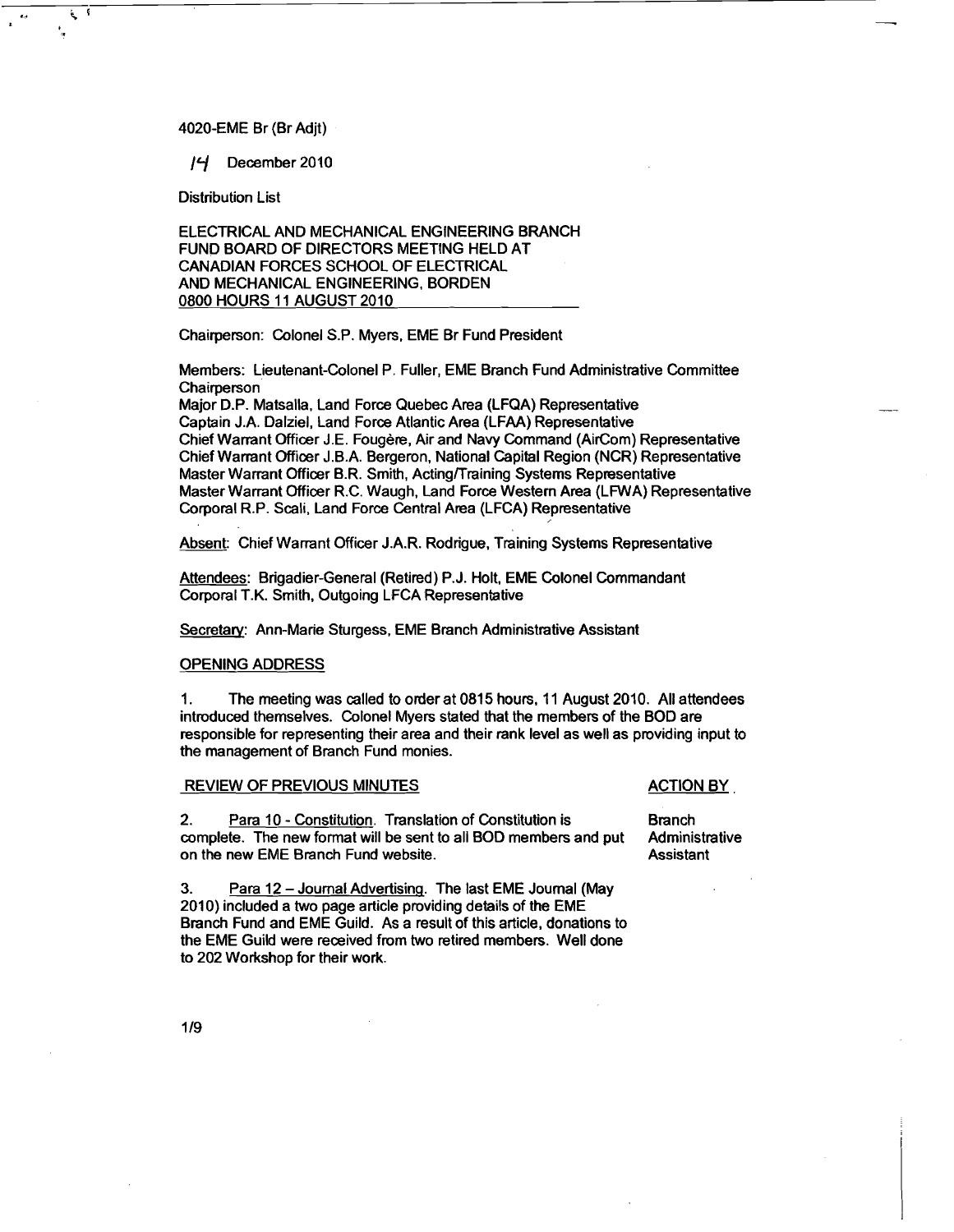4020-EME Br (Br Adjt)

14 December 2010

Distribution List

**ELECTRICAL AND MECHANICAL ENGINEERING BRANCH FUND BOARD OF DIRECTORS MEETING HELD AT CANADIAN FORCES SCHOOL OF ELECTRICAL AND MECHANICAL ENGINEERING, BORDEN 0800 HOURS 11 AUGUST 2010**

Chairperson: Colonel S.P. Myers, EME Br Fund President

Members: Lieutenant-Colonel P. Fuller, EME Branch Fund Administrative Committee Chairperson
Major D.P. Matsalla, Land Force Quebec Area (LFQA) Representative
Captain J.A. Dalziel, Land Force Atlantic Area (LFAA) Representative
Chief Warrant Officer J.E. Fougère, Air and Navy Command (AirCom) Representative
Chief Warrant Officer J.B.A. Bergeron, National Capital Region (NCR) Representative
Master Warrant Officer B.R. Smith, Acting/Training Systems Representative
Master Warrant Officer R.C. Waugh, Land Force Western Area (LFWA) Representative
Corporal R.P. Scali, Land Force Central Area (LFCA) Representative

Absent: Chief Warrant Officer J.A.R. Rodrigue, Training Systems Representative

Attendees: Brigadier-General (Retired) P.J. Holt, EME Colonel Commandant
Corporal T.K. Smith, Outgoing LFCA Representative

Secretary: Ann-Marie Sturgess, EME Branch Administrative Assistant

## OPENING ADDRESS

1. The meeting was called to order at 0815 hours, 11 August 2010. All attendees introduced themselves. Colonel Myers stated that the members of the BOD are responsible for representing their area and their rank level as well as providing input to the management of Branch Fund monies.

| REVIEW OF PREVIOUS MINUTES | ACTION BY |
|---|---|
| 2. Para 10 - Constitution. Translation of Constitution is complete. The new format will be sent to all BOD members and put on the new EME Branch Fund website. | Branch Administrative Assistant |
| 3. Para 12 – Journal Advertising. The last EME Journal (May 2010) included a two page article providing details of the EME Branch Fund and EME Guild. As a result of this article, donations to the EME Guild were received from two retired members. Well done to 202 Workshop for their work. | |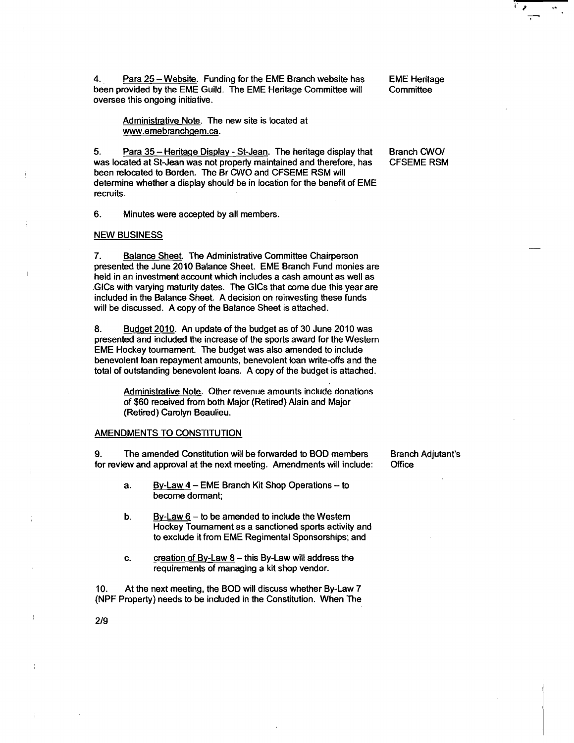4. Para 25 – Website. Funding for the EME Branch website has been provided by the EME Guild. The EME Heritage Committee will oversee this ongoing initiative. — EME Heritage Committee

> Administrative Note. The new site is located at www.emebranchgem.ca.

5. Para 35 – Heritage Display - St-Jean. The heritage display that was located at St-Jean was not properly maintained and therefore, has been relocated to Borden. The Br CWO and CFSEME RSM will determine whether a display should be in location for the benefit of EME recruits. — Branch CWO/ CFSEME RSM

6. Minutes were accepted by all members.

## NEW BUSINESS

7. Balance Sheet. The Administrative Committee Chairperson presented the June 2010 Balance Sheet. EME Branch Fund monies are held in an investment account which includes a cash amount as well as GICs with varying maturity dates. The GICs that come due this year are included in the Balance Sheet. A decision on reinvesting these funds will be discussed. A copy of the Balance Sheet is attached.

8. Budget 2010. An update of the budget as of 30 June 2010 was presented and included the increase of the sports award for the Western EME Hockey tournament. The budget was also amended to include benevolent loan repayment amounts, benevolent loan write-offs and the total of outstanding benevolent loans. A copy of the budget is attached.

> Administrative Note. Other revenue amounts include donations of $60 received from both Major (Retired) Alain and Major (Retired) Carolyn Beaulieu.

## AMENDMENTS TO CONSTITUTION

9. The amended Constitution will be forwarded to BOD members for review and approval at the next meeting. Amendments will include: — Branch Adjutant's Office

   a. By-Law 4 – EME Branch Kit Shop Operations – to become dormant;

   b. By-Law 6 – to be amended to include the Western Hockey Tournament as a sanctioned sports activity and to exclude it from EME Regimental Sponsorships; and

   c. creation of By-Law 8 – this By-Law will address the requirements of managing a kit shop vendor.

10. At the next meeting, the BOD will discuss whether By-Law 7 (NPF Property) needs to be included in the Constitution. When The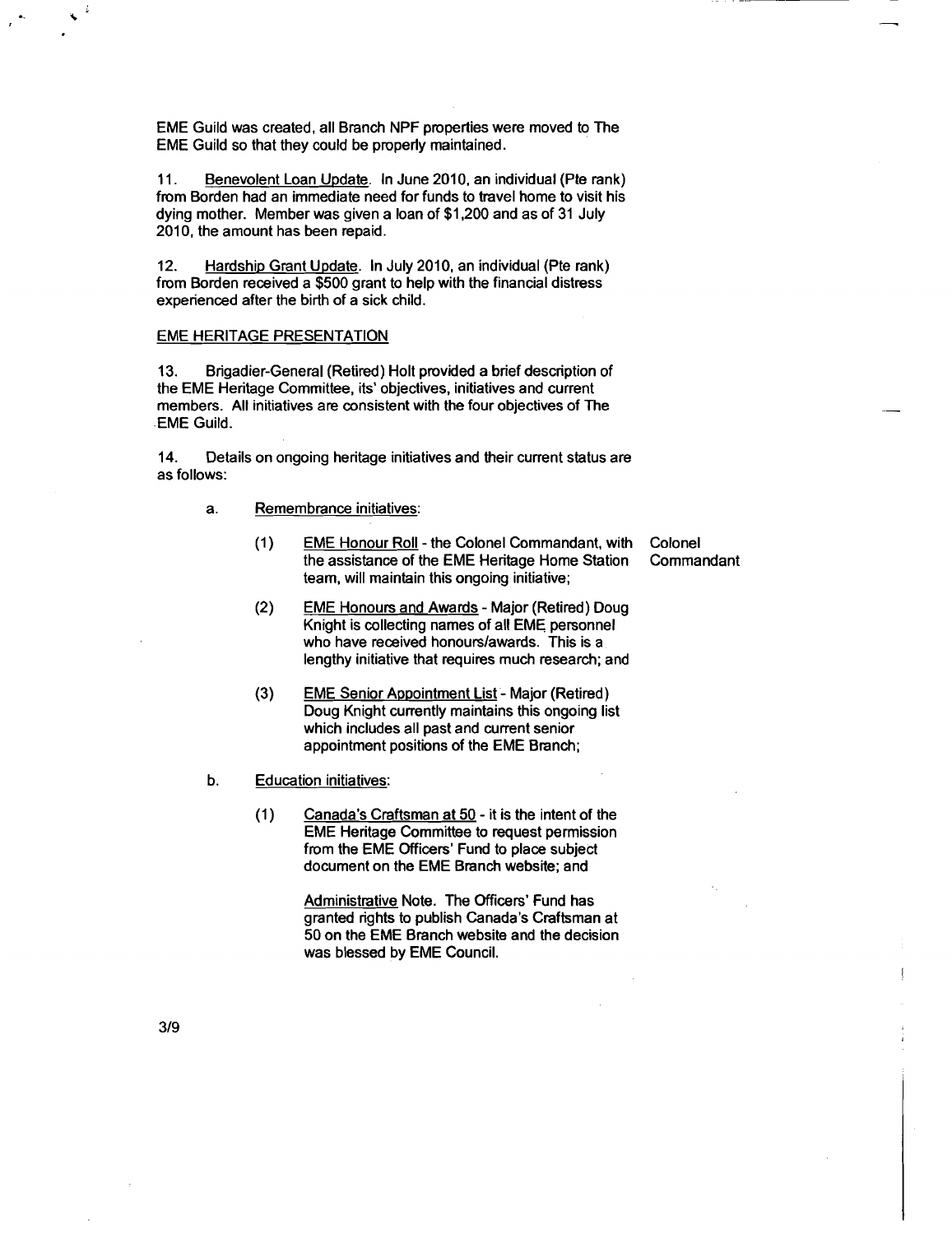EME Guild was created, all Branch NPF properties were moved to The EME Guild so that they could be properly maintained.

11. Benevolent Loan Update. In June 2010, an individual (Pte rank) from Borden had an immediate need for funds to travel home to visit his dying mother. Member was given a loan of $1,200 and as of 31 July 2010, the amount has been repaid.

12. Hardship Grant Update. In July 2010, an individual (Pte rank) from Borden received a $500 grant to help with the financial distress experienced after the birth of a sick child.

EME HERITAGE PRESENTATION

13. Brigadier-General (Retired) Holt provided a brief description of the EME Heritage Committee, its' objectives, initiatives and current members. All initiatives are consistent with the four objectives of The EME Guild.

14. Details on ongoing heritage initiatives and their current status are as follows:

a. Remembrance initiatives:

(1) EME Honour Roll - the Colonel Commandant, with the assistance of the EME Heritage Home Station team, will maintain this ongoing initiative; — Colonel Commandant

(2) EME Honours and Awards - Major (Retired) Doug Knight is collecting names of all EME personnel who have received honours/awards. This is a lengthy initiative that requires much research; and

(3) EME Senior Appointment List - Major (Retired) Doug Knight currently maintains this ongoing list which includes all past and current senior appointment positions of the EME Branch;

b. Education initiatives:

(1) Canada's Craftsman at 50 - it is the intent of the EME Heritage Committee to request permission from the EME Officers' Fund to place subject document on the EME Branch website; and

Administrative Note. The Officers' Fund has granted rights to publish Canada's Craftsman at 50 on the EME Branch website and the decision was blessed by EME Council.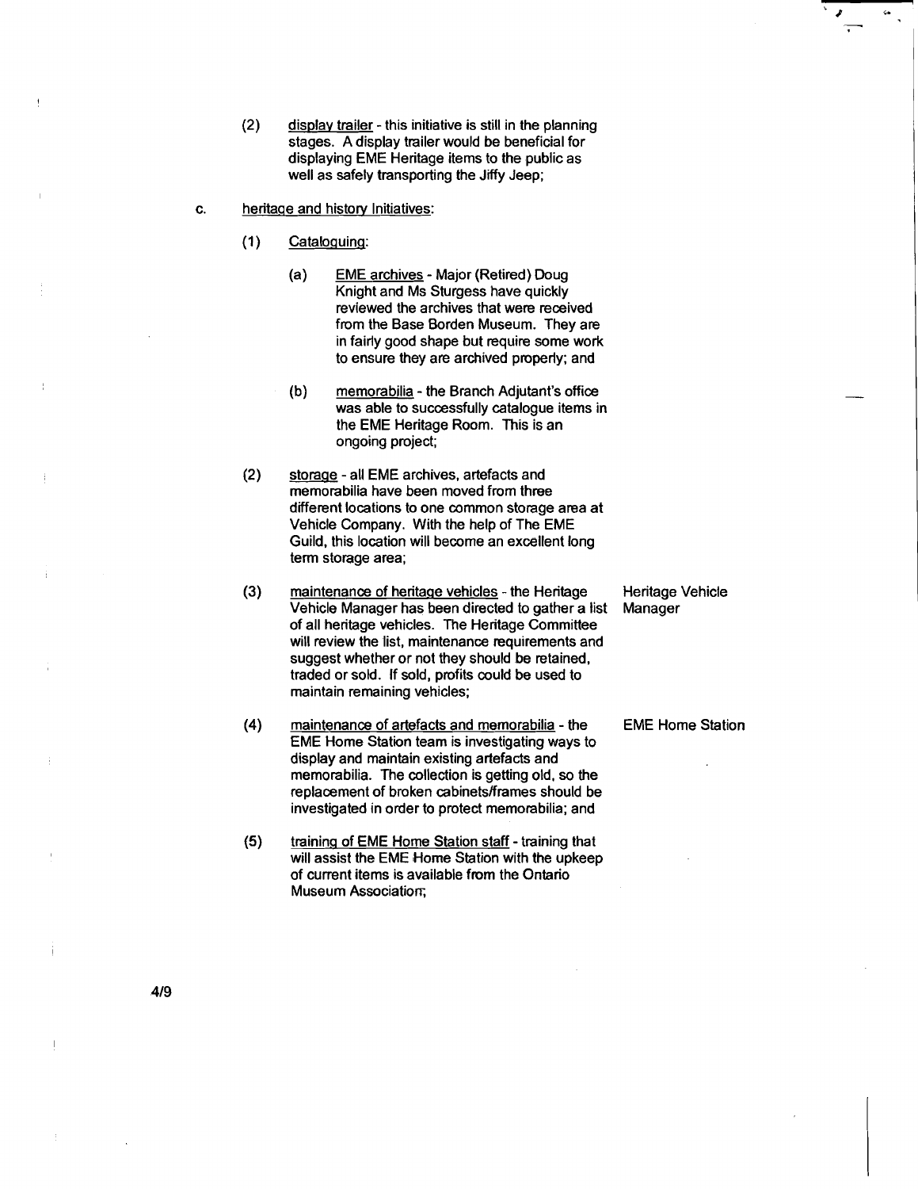(2) <u>display trailer</u> - this initiative is still in the planning stages. A display trailer would be beneficial for displaying EME Heritage items to the public as well as safely transporting the Jiffy Jeep;

c. <u>heritage and history Initiatives</u>:

(1) <u>Cataloguing</u>:

(a) <u>EME archives</u> - Major (Retired) Doug Knight and Ms Sturgess have quickly reviewed the archives that were received from the Base Borden Museum. They are in fairly good shape but require some work to ensure they are archived properly; and

(b) <u>memorabilia</u> - the Branch Adjutant's office was able to successfully catalogue items in the EME Heritage Room. This is an ongoing project;

(2) <u>storage</u> - all EME archives, artefacts and memorabilia have been moved from three different locations to one common storage area at Vehicle Company. With the help of The EME Guild, this location will become an excellent long term storage area;

(3) <u>maintenance of heritage vehicles</u> - the Heritage Vehicle Manager has been directed to gather a list of all heritage vehicles. The Heritage Committee will review the list, maintenance requirements and suggest whether or not they should be retained, traded or sold. If sold, profits could be used to maintain remaining vehicles; — **Heritage Vehicle Manager**

(4) <u>maintenance of artefacts and memorabilia</u> - the EME Home Station team is investigating ways to display and maintain existing artefacts and memorabilia. The collection is getting old, so the replacement of broken cabinets/frames should be investigated in order to protect memorabilia; and — **EME Home Station**

(5) <u>training of EME Home Station staff</u> - training that will assist the EME Home Station with the upkeep of current items is available from the Ontario Museum Association;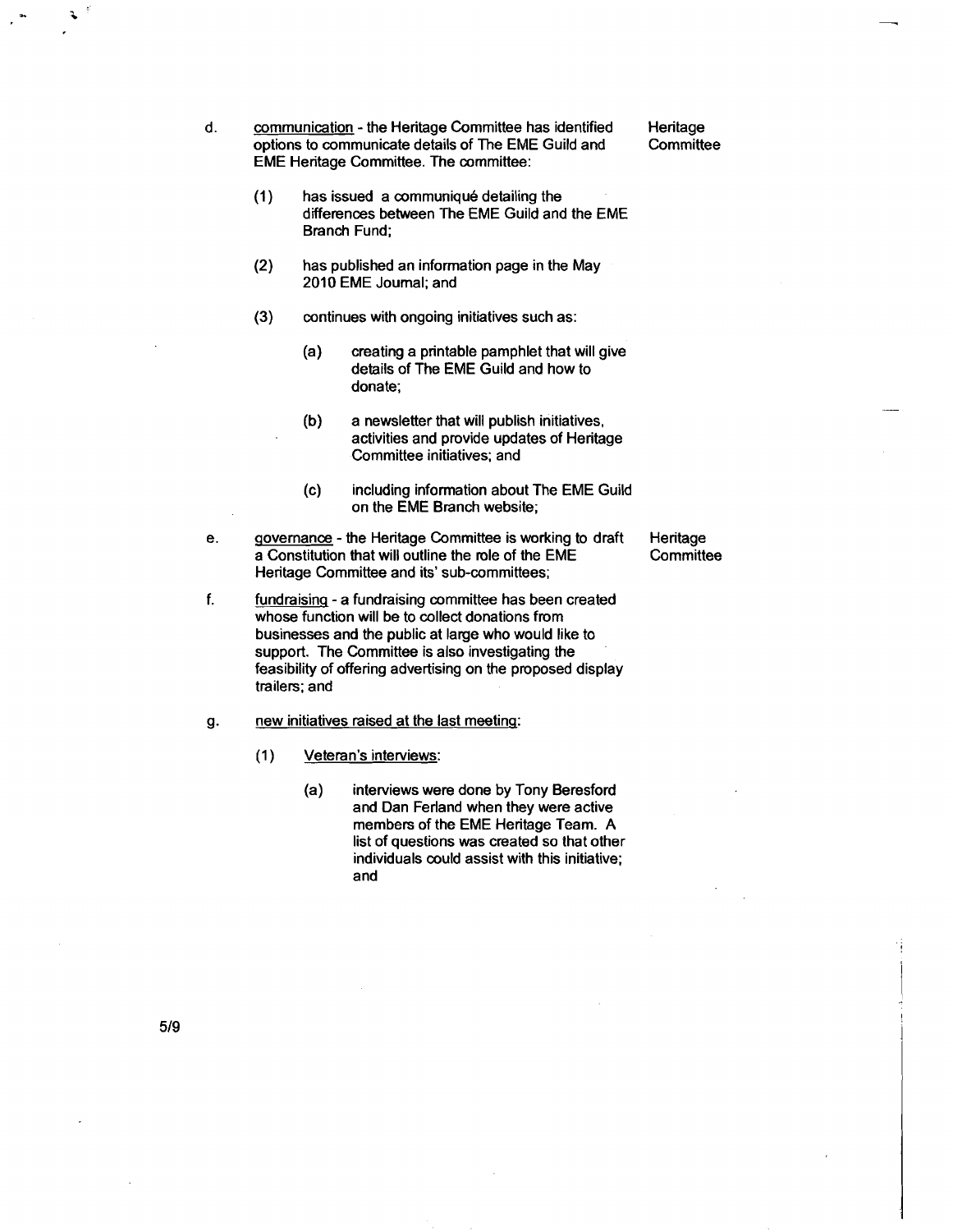d. communication - the Heritage Committee has identified options to communicate details of The EME Guild and EME Heritage Committee. The committee: — Heritage Committee

   (1) has issued a communiqué detailing the differences between The EME Guild and the EME Branch Fund;

   (2) has published an information page in the May 2010 EME Journal; and

   (3) continues with ongoing initiatives such as:

      (a) creating a printable pamphlet that will give details of The EME Guild and how to donate;

      (b) a newsletter that will publish initiatives, activities and provide updates of Heritage Committee initiatives; and

      (c) including information about The EME Guild on the EME Branch website;

e. governance - the Heritage Committee is working to draft a Constitution that will outline the role of the EME Heritage Committee and its' sub-committees; — Heritage Committee

f. fundraising - a fundraising committee has been created whose function will be to collect donations from businesses and the public at large who would like to support. The Committee is also investigating the feasibility of offering advertising on the proposed display trailers; and

g. new initiatives raised at the last meeting:

   (1) Veteran's interviews:

      (a) interviews were done by Tony Beresford and Dan Ferland when they were active members of the EME Heritage Team. A list of questions was created so that other individuals could assist with this initiative; and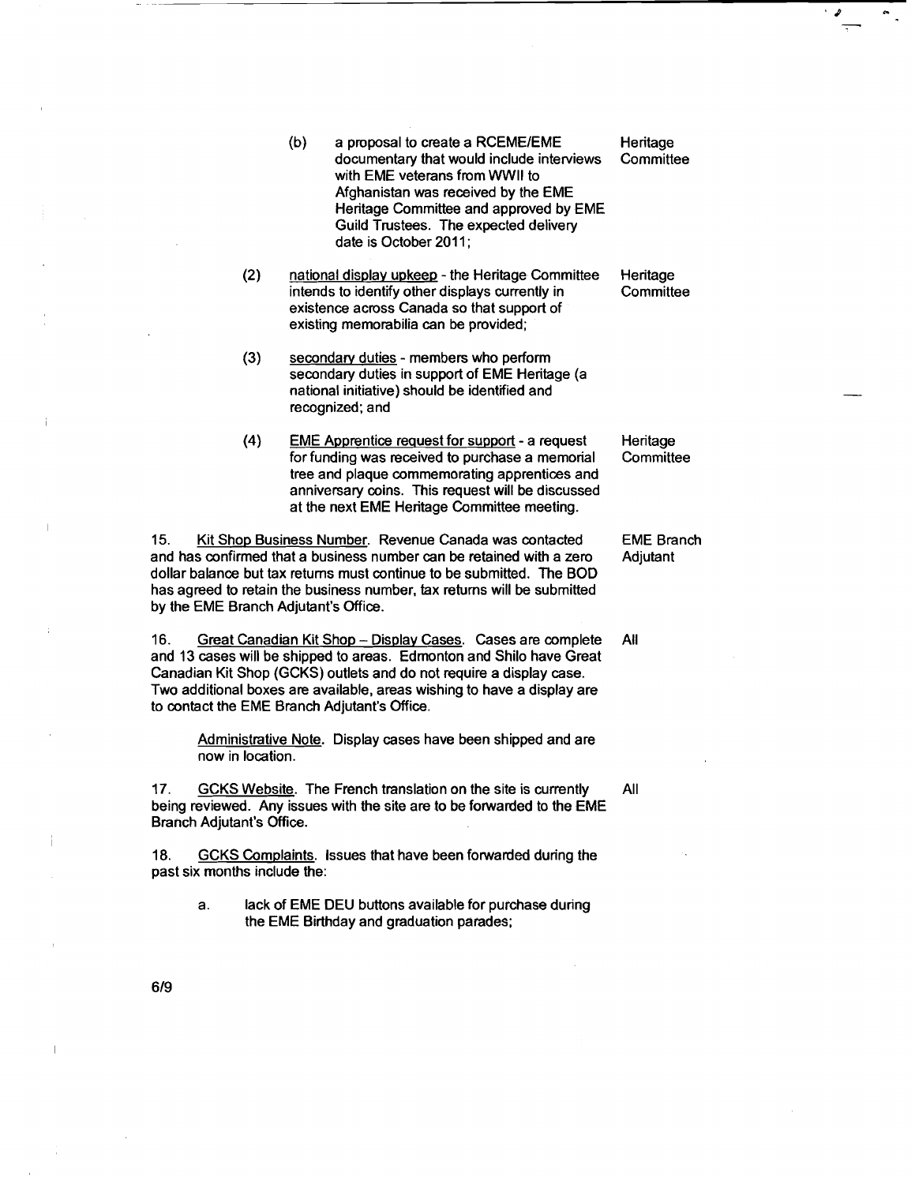(b) a proposal to create a RCEME/EME documentary that would include interviews with EME veterans from WWII to Afghanistan was received by the EME Heritage Committee and approved by EME Guild Trustees. The expected delivery date is October 2011; — Heritage Committee

(2) national display upkeep - the Heritage Committee intends to identify other displays currently in existence across Canada so that support of existing memorabilia can be provided; — Heritage Committee

(3) secondary duties - members who perform secondary duties in support of EME Heritage (a national initiative) should be identified and recognized; and

(4) EME Apprentice request for support - a request for funding was received to purchase a memorial tree and plaque commemorating apprentices and anniversary coins. This request will be discussed at the next EME Heritage Committee meeting. — Heritage Committee

15. Kit Shop Business Number. Revenue Canada was contacted and has confirmed that a business number can be retained with a zero dollar balance but tax returns must continue to be submitted. The BOD has agreed to retain the business number, tax returns will be submitted by the EME Branch Adjutant's Office. — EME Branch Adjutant

16. Great Canadian Kit Shop – Display Cases. Cases are complete and 13 cases will be shipped to areas. Edmonton and Shilo have Great Canadian Kit Shop (GCKS) outlets and do not require a display case. Two additional boxes are available, areas wishing to have a display are to contact the EME Branch Adjutant's Office. — All

Administrative Note. Display cases have been shipped and are now in location.

17. GCKS Website. The French translation on the site is currently being reviewed. Any issues with the site are to be forwarded to the EME Branch Adjutant's Office. — All

18. GCKS Complaints. Issues that have been forwarded during the past six months include the:

a. lack of EME DEU buttons available for purchase during the EME Birthday and graduation parades;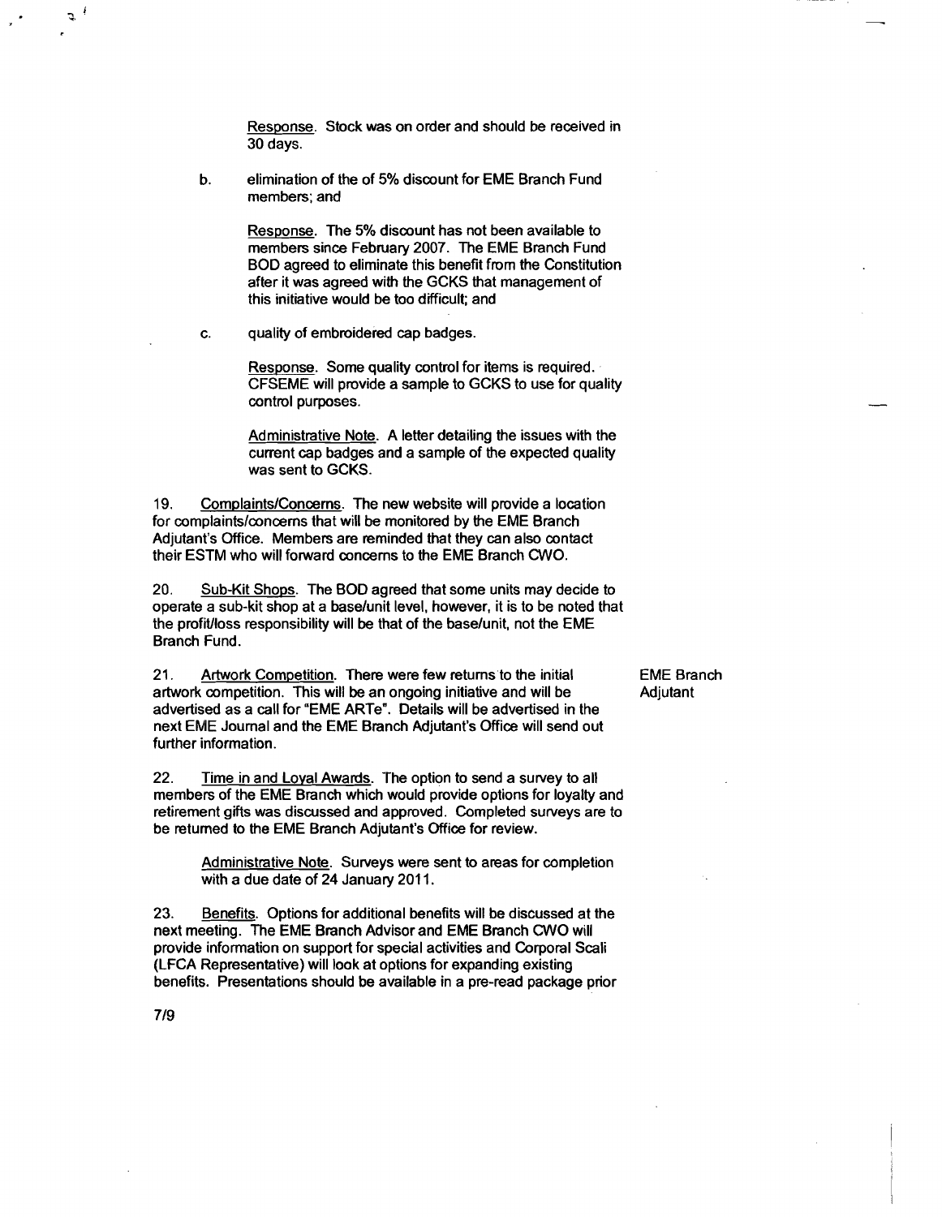Response. Stock was on order and should be received in 30 days.

b. elimination of the of 5% discount for EME Branch Fund members; and

Response. The 5% discount has not been available to members since February 2007. The EME Branch Fund BOD agreed to eliminate this benefit from the Constitution after it was agreed with the GCKS that management of this initiative would be too difficult; and

c. quality of embroidered cap badges.

Response. Some quality control for items is required. CFSEME will provide a sample to GCKS to use for quality control purposes.

Administrative Note. A letter detailing the issues with the current cap badges and a sample of the expected quality was sent to GCKS.

19. Complaints/Concerns. The new website will provide a location for complaints/concerns that will be monitored by the EME Branch Adjutant's Office. Members are reminded that they can also contact their ESTM who will forward concerns to the EME Branch CWO.

20. Sub-Kit Shops. The BOD agreed that some units may decide to operate a sub-kit shop at a base/unit level, however, it is to be noted that the profit/loss responsibility will be that of the base/unit, not the EME Branch Fund.

21. Artwork Competition. There were few returns to the initial artwork competition. This will be an ongoing initiative and will be advertised as a call for "EME ARTe". Details will be advertised in the next EME Journal and the EME Branch Adjutant's Office will send out further information.

EME Branch Adjutant

22. Time in and Loyal Awards. The option to send a survey to all members of the EME Branch which would provide options for loyalty and retirement gifts was discussed and approved. Completed surveys are to be returned to the EME Branch Adjutant's Office for review.

Administrative Note. Surveys were sent to areas for completion with a due date of 24 January 2011.

23. Benefits. Options for additional benefits will be discussed at the next meeting. The EME Branch Advisor and EME Branch CWO will provide information on support for special activities and Corporal Scali (LFCA Representative) will look at options for expanding existing benefits. Presentations should be available in a pre-read package prior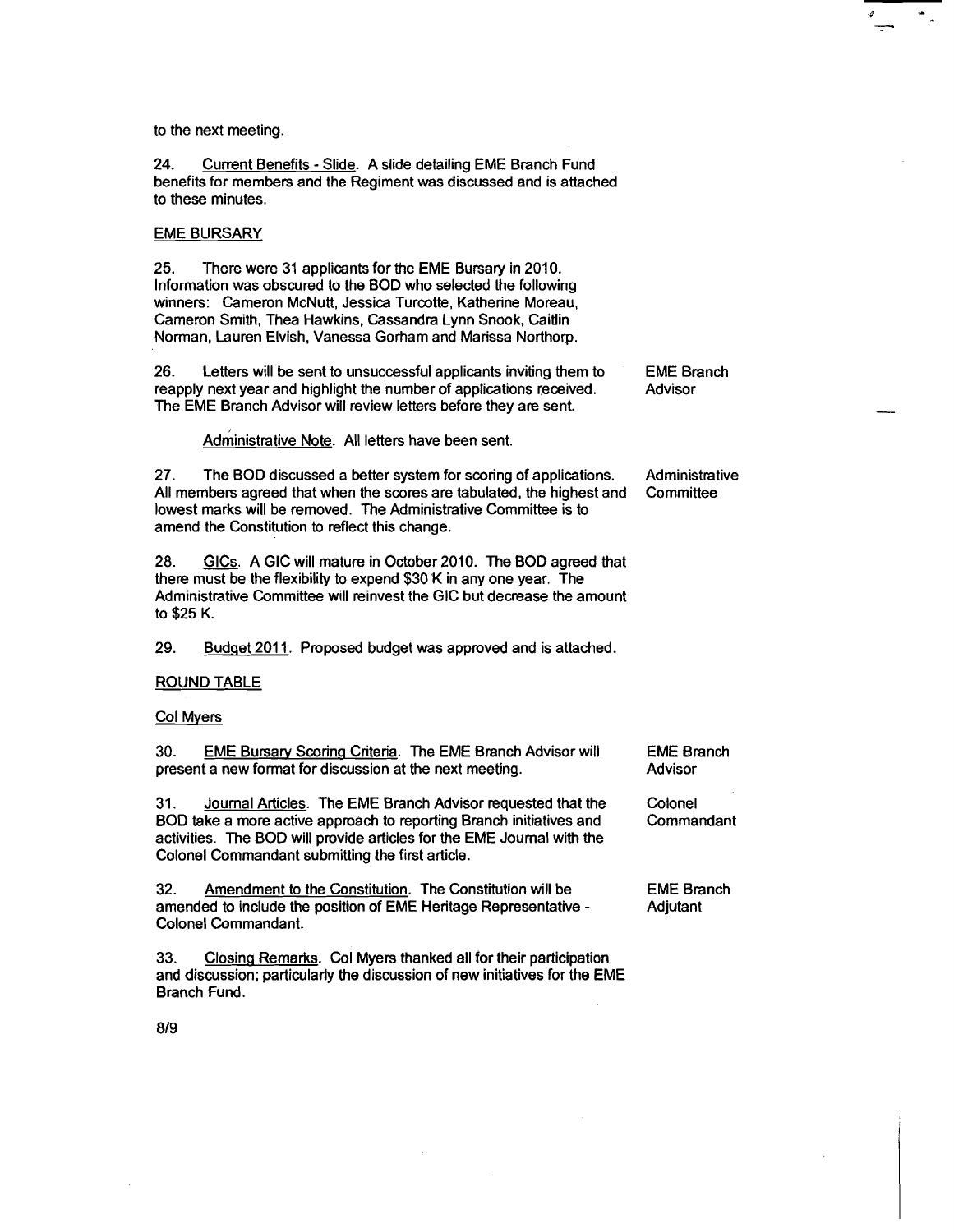to the next meeting.

24. Current Benefits - Slide. A slide detailing EME Branch Fund benefits for members and the Regiment was discussed and is attached to these minutes.

EME BURSARY

25. There were 31 applicants for the EME Bursary in 2010. Information was obscured to the BOD who selected the following winners: Cameron McNutt, Jessica Turcotte, Katherine Moreau, Cameron Smith, Thea Hawkins, Cassandra Lynn Snook, Caitlin Norman, Lauren Elvish, Vanessa Gorham and Marissa Northorp.

26. Letters will be sent to unsuccessful applicants inviting them to reapply next year and highlight the number of applications received. The EME Branch Advisor will review letters before they are sent. — EME Branch Advisor

Administrative Note. All letters have been sent.

27. The BOD discussed a better system for scoring of applications. All members agreed that when the scores are tabulated, the highest and lowest marks will be removed. The Administrative Committee is to amend the Constitution to reflect this change. — Administrative Committee

28. GICs. A GIC will mature in October 2010. The BOD agreed that there must be the flexibility to expend \$30 K in any one year. The Administrative Committee will reinvest the GIC but decrease the amount to \$25 K.

29. Budget 2011. Proposed budget was approved and is attached.

ROUND TABLE

Col Myers

30. EME Bursary Scoring Criteria. The EME Branch Advisor will present a new format for discussion at the next meeting. — EME Branch Advisor

31. Journal Articles. The EME Branch Advisor requested that the BOD take a more active approach to reporting Branch initiatives and activities. The BOD will provide articles for the EME Journal with the Colonel Commandant submitting the first article. — Colonel Commandant

32. Amendment to the Constitution. The Constitution will be amended to include the position of EME Heritage Representative - Colonel Commandant. — EME Branch Adjutant

33. Closing Remarks. Col Myers thanked all for their participation and discussion; particularly the discussion of new initiatives for the EME Branch Fund.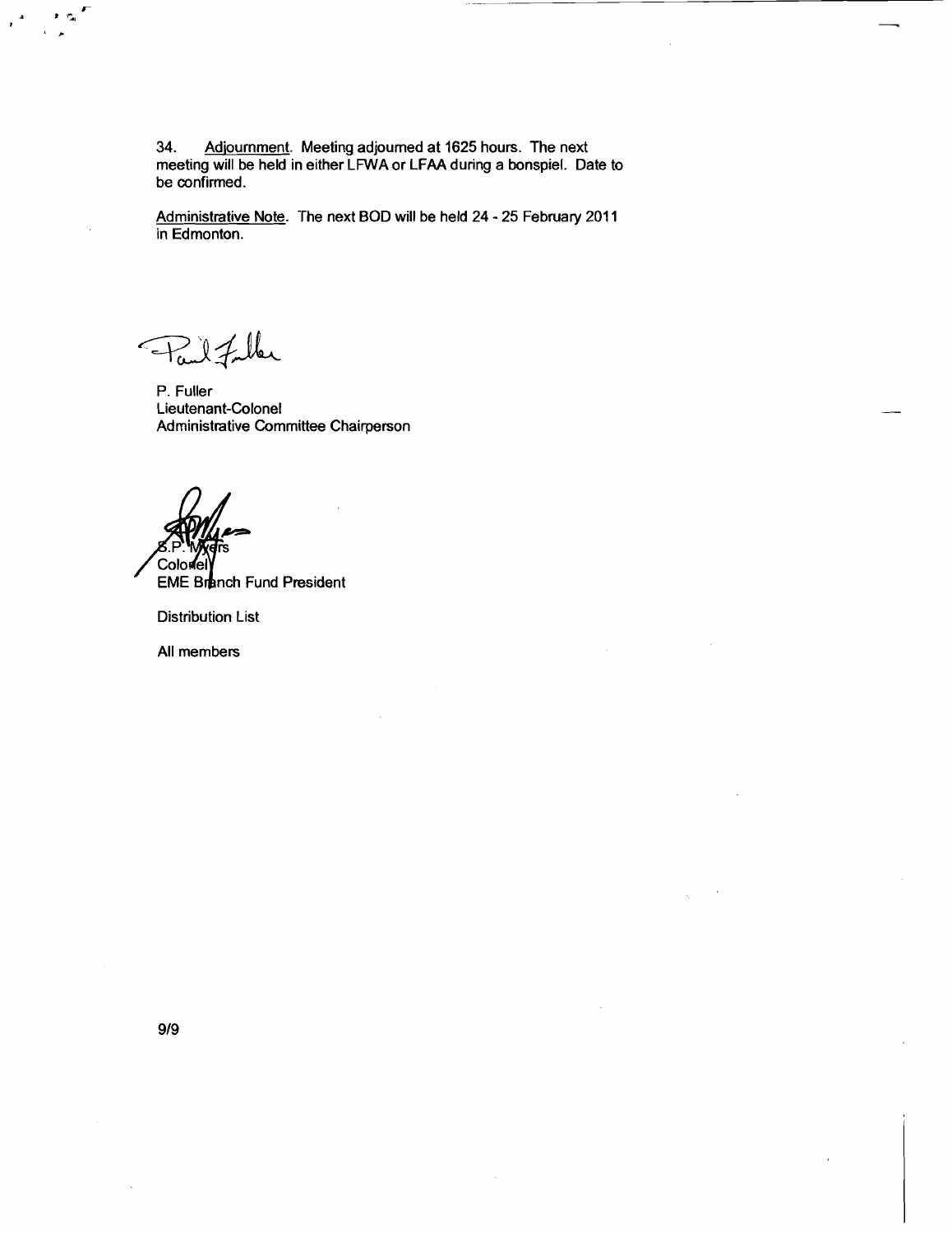34. Adjournment. Meeting adjourned at 1625 hours. The next meeting will be held in either LFWA or LFAA during a bonspiel. Date to be confirmed.

Administrative Note. The next BOD will be held 24 - 25 February 2011 in Edmonton.

P. Fuller
Lieutenant-Colonel
Administrative Committee Chairperson

S.P. Myers
Colonel
EME Branch Fund President

Distribution List

All members